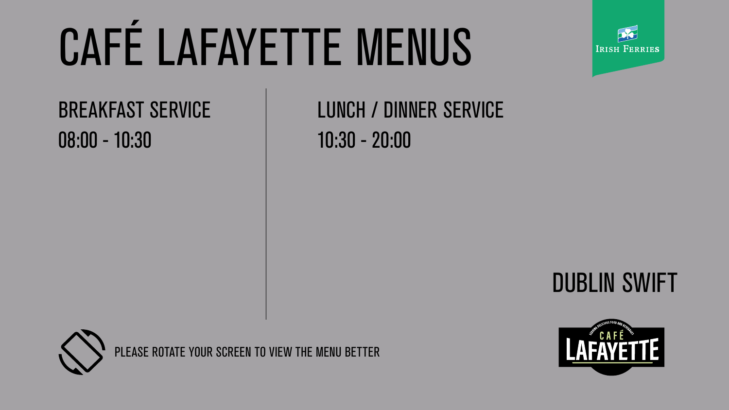# CAFÉ LAFAYETTE MENUS

IRISH FERRIES

## BREAKFAST SERVICE

08:00 - 10:30

## LUNCH / DINNER SERVICE

10:30 - 20:00

DUBLIN SWIFT

PLEASE ROTATE YOUR SCREEN TO VIEW THE MENU BETTER

SERVING DELICIOUS FOOD AND BEVERAGES

CAFÉ LAFAYETTE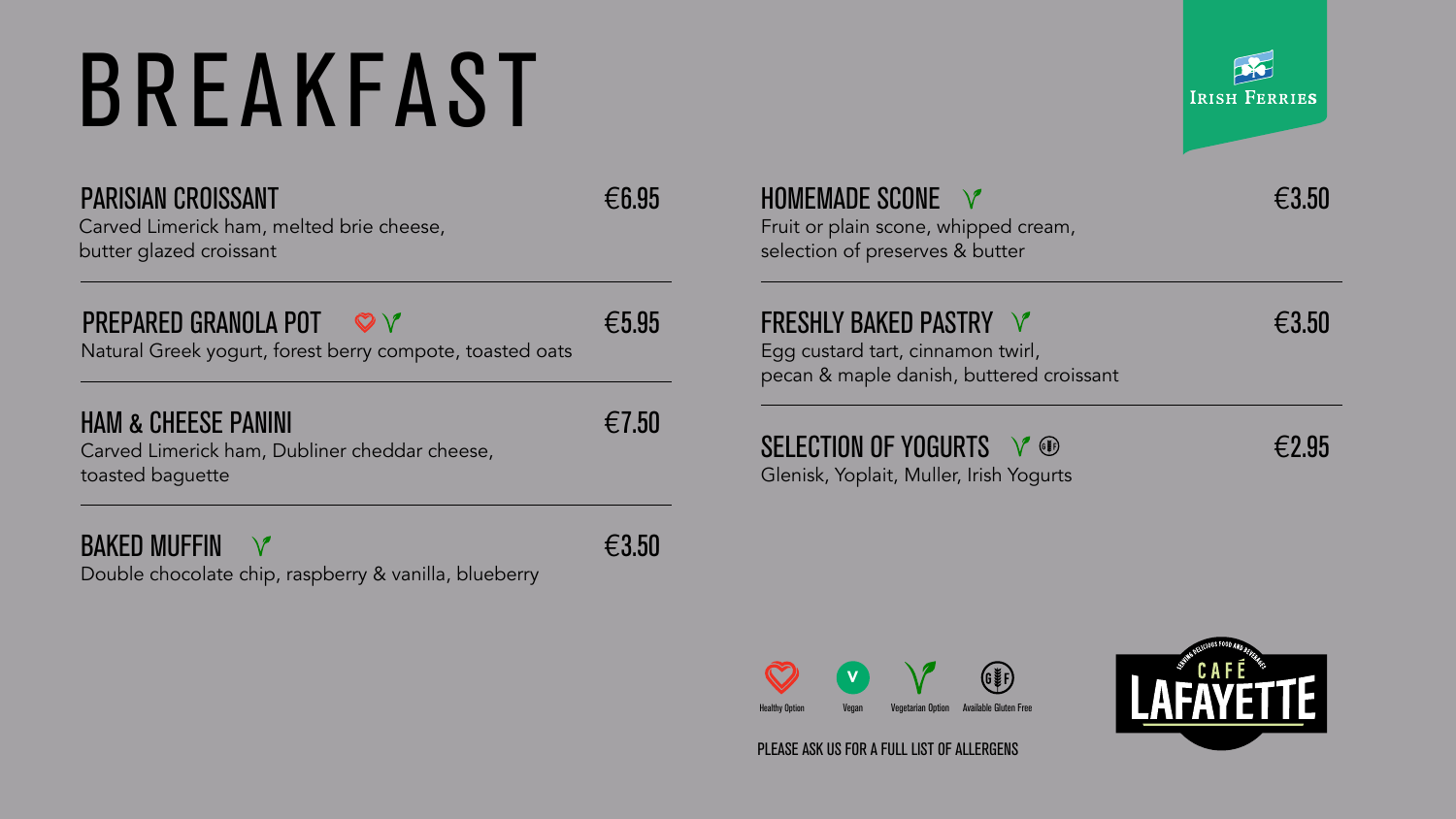# BREAKFAST

Irish Ferries

## PARISIAN CROISSANT — €6.95
Carved Limerick ham, melted brie cheese, butter glazed croissant

## PREPARED GRANOLA POT (Healthy Option, Vegetarian Option) — €5.95
Natural Greek yogurt, forest berry compote, toasted oats

## HAM & CHEESE PANINI — €7.50
Carved Limerick ham, Dubliner cheddar cheese, toasted baguette

## BAKED MUFFIN (Vegetarian Option) — €3.50
Double chocolate chip, raspberry & vanilla, blueberry

## HOMEMADE SCONE (Vegetarian Option) — €3.50
Fruit or plain scone, whipped cream, selection of preserves & butter

## FRESHLY BAKED PASTRY (Vegetarian Option) — €3.50
Egg custard tart, cinnamon twirl, pecan & maple danish, buttered croissant

## SELECTION OF YOGURTS (Vegetarian Option, Available Gluten Free) — €2.95
Glenisk, Yoplait, Muller, Irish Yogurts

Healthy Option · Vegan · Vegetarian Option · Available Gluten Free

PLEASE ASK US FOR A FULL LIST OF ALLERGENS

Serving delicious food and beverages — CAFÉ LAFAYETTE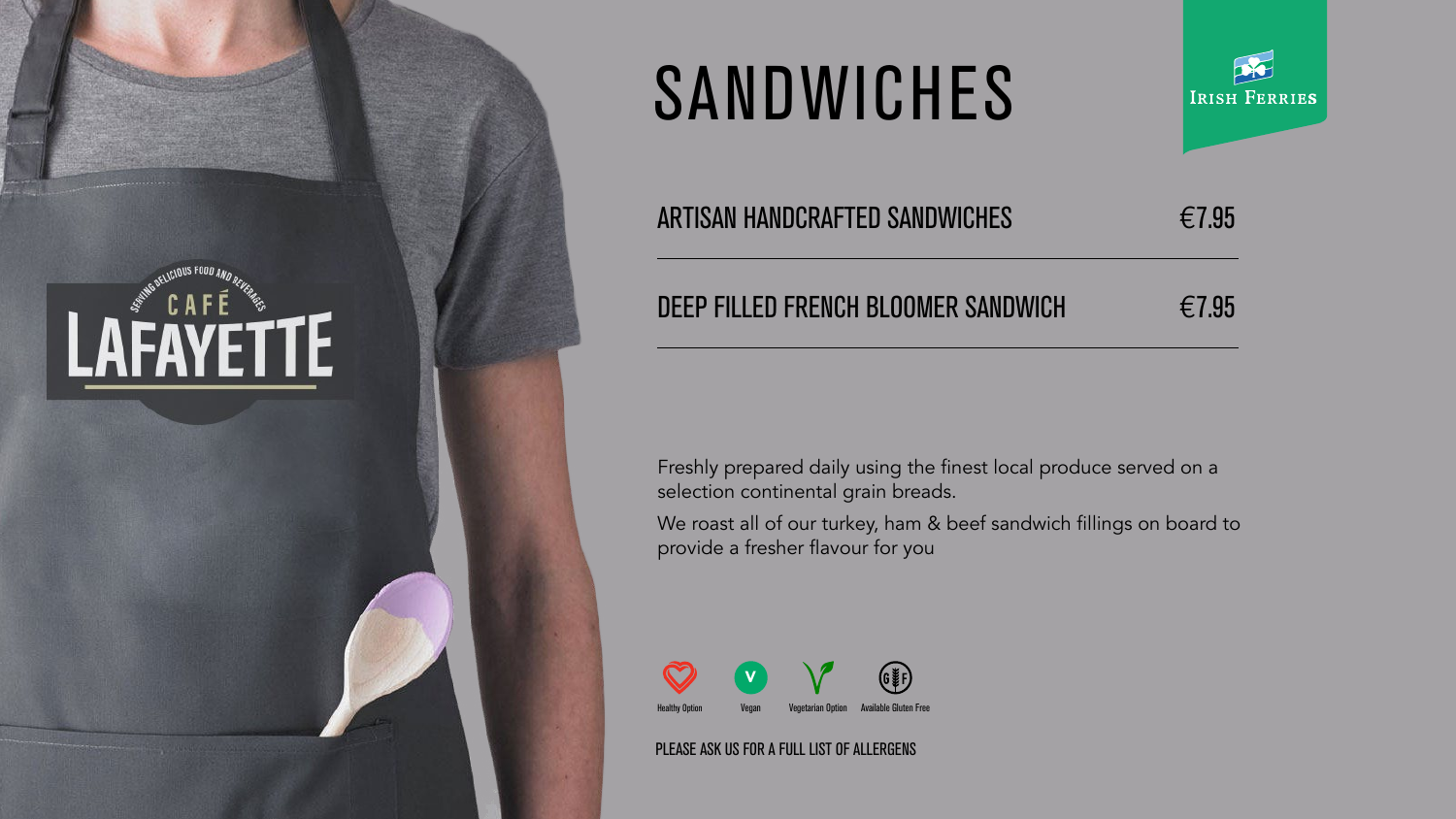# SANDWICHES

| | |
|---|---|
| ARTISAN HANDCRAFTED SANDWICHES | €7.95 |
| DEEP FILLED FRENCH BLOOMER SANDWICH | €7.95 |

Freshly prepared daily using the finest local produce served on a selection continental grain breads.

We roast all of our turkey, ham & beef sandwich fillings on board to provide a fresher flavour for you

Healthy Option | Vegan | Vegetarian Option | Available Gluten Free

PLEASE ASK US FOR A FULL LIST OF ALLERGENS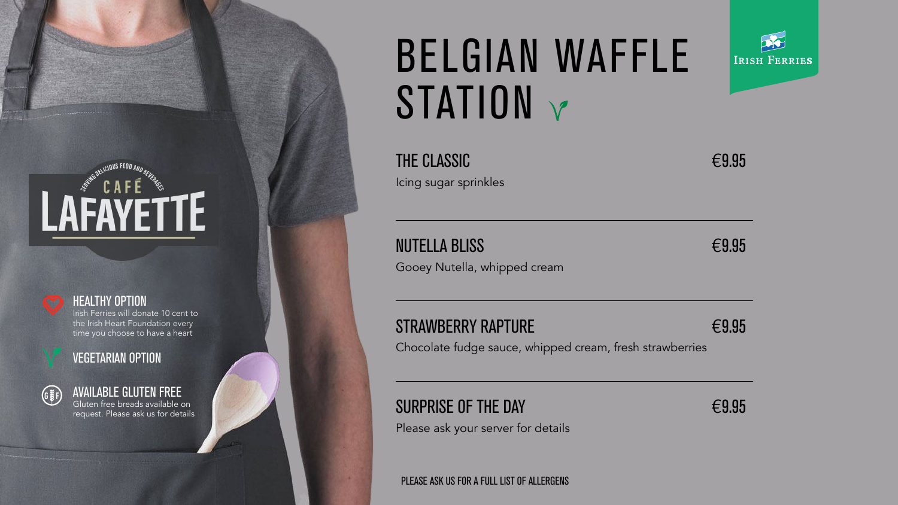# BELGIAN WAFFLE STATION

Irish Ferries

CAFÉ LAFAYETTE
Serving delicious food and beverages

**HEALTHY OPTION**
Irish Ferries will donate 10 cent to the Irish Heart Foundation every time you choose to have a heart

**VEGETARIAN OPTION**

**AVAILABLE GLUTEN FREE**
Gluten free breads available on request. Please ask us for details

## THE CLASSIC — €9.95

Icing sugar sprinkles

## NUTELLA BLISS — €9.95

Gooey Nutella, whipped cream

## STRAWBERRY RAPTURE — €9.95

Chocolate fudge sauce, whipped cream, fresh strawberries

## SURPRISE OF THE DAY — €9.95

Please ask your server for details

PLEASE ASK US FOR A FULL LIST OF ALLERGENS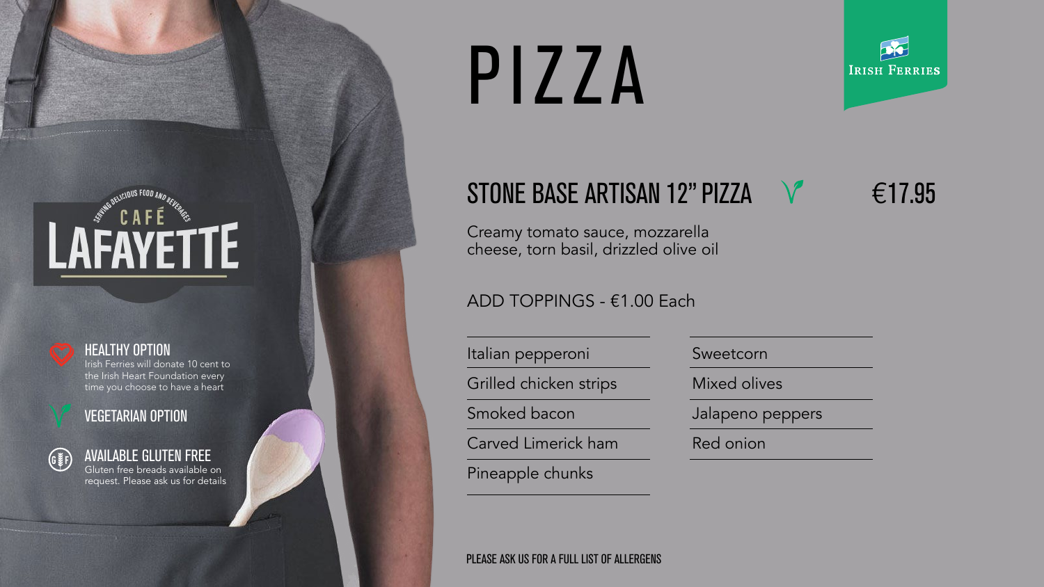# PIZZA

Irish Ferries

SERVING DELICIOUS FOOD AND BEVERAGES
CAFÉ
LAFAYETTE

## STONE BASE ARTISAN 12" PIZZA — €17.95

Creamy tomato sauce, mozzarella cheese, torn basil, drizzled olive oil

ADD TOPPINGS - €1.00 Each

- Italian pepperoni
- Grilled chicken strips
- Smoked bacon
- Carved Limerick ham
- Pineapple chunks
- Sweetcorn
- Mixed olives
- Jalapeno peppers
- Red onion

**HEALTHY OPTION**
Irish Ferries will donate 10 cent to the Irish Heart Foundation every time you choose to have a heart

**VEGETARIAN OPTION**

**AVAILABLE GLUTEN FREE**
Gluten free breads available on request. Please ask us for details

PLEASE ASK US FOR A FULL LIST OF ALLERGENS